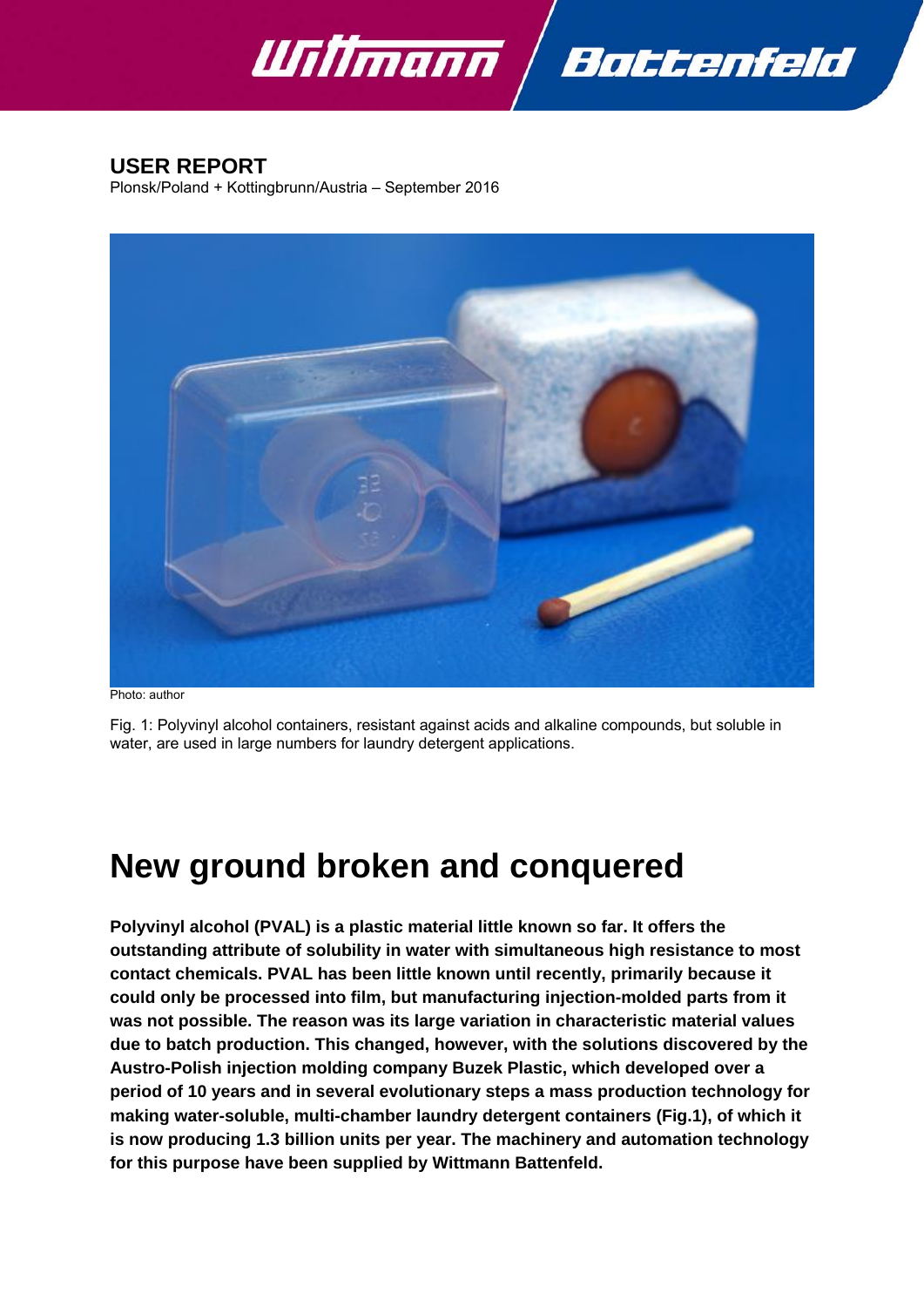**USER REPORT**
Plonsk/Poland + Kottingbrunn/Austria – September 2016

Photo: author

Fig. 1: Polyvinyl alcohol containers, resistant against acids and alkaline compounds, but soluble in water, are used in large numbers for laundry detergent applications.

# New ground broken and conquered

**Polyvinyl alcohol (PVAL) is a plastic material little known so far. It offers the outstanding attribute of solubility in water with simultaneous high resistance to most contact chemicals. PVAL has been little known until recently, primarily because it could only be processed into film, but manufacturing injection-molded parts from it was not possible. The reason was its large variation in characteristic material values due to batch production. This changed, however, with the solutions discovered by the Austro-Polish injection molding company Buzek Plastic, which developed over a period of 10 years and in several evolutionary steps a mass production technology for making water-soluble, multi-chamber laundry detergent containers (Fig.1), of which it is now producing 1.3 billion units per year. The machinery and automation technology for this purpose have been supplied by Wittmann Battenfeld.**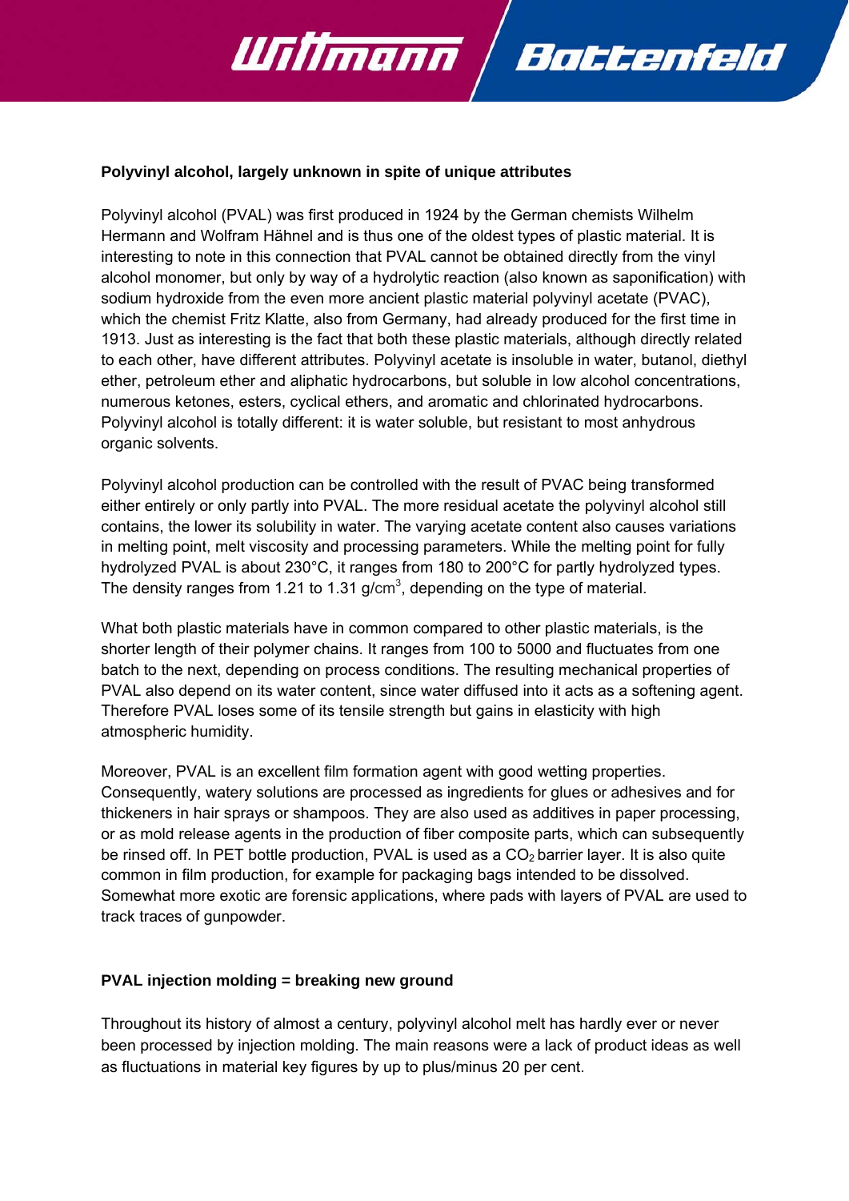**Polyvinyl alcohol, largely unknown in spite of unique attributes**

Polyvinyl alcohol (PVAL) was first produced in 1924 by the German chemists Wilhelm Hermann and Wolfram Hähnel and is thus one of the oldest types of plastic material. It is interesting to note in this connection that PVAL cannot be obtained directly from the vinyl alcohol monomer, but only by way of a hydrolytic reaction (also known as saponification) with sodium hydroxide from the even more ancient plastic material polyvinyl acetate (PVAC), which the chemist Fritz Klatte, also from Germany, had already produced for the first time in 1913. Just as interesting is the fact that both these plastic materials, although directly related to each other, have different attributes. Polyvinyl acetate is insoluble in water, butanol, diethyl ether, petroleum ether and aliphatic hydrocarbons, but soluble in low alcohol concentrations, numerous ketones, esters, cyclical ethers, and aromatic and chlorinated hydrocarbons. Polyvinyl alcohol is totally different: it is water soluble, but resistant to most anhydrous organic solvents.

Polyvinyl alcohol production can be controlled with the result of PVAC being transformed either entirely or only partly into PVAL. The more residual acetate the polyvinyl alcohol still contains, the lower its solubility in water. The varying acetate content also causes variations in melting point, melt viscosity and processing parameters. While the melting point for fully hydrolyzed PVAL is about 230°C, it ranges from 180 to 200°C for partly hydrolyzed types. The density ranges from 1.21 to 1.31 g/cm$^3$, depending on the type of material.

What both plastic materials have in common compared to other plastic materials, is the shorter length of their polymer chains. It ranges from 100 to 5000 and fluctuates from one batch to the next, depending on process conditions. The resulting mechanical properties of PVAL also depend on its water content, since water diffused into it acts as a softening agent. Therefore PVAL loses some of its tensile strength but gains in elasticity with high atmospheric humidity.

Moreover, PVAL is an excellent film formation agent with good wetting properties. Consequently, watery solutions are processed as ingredients for glues or adhesives and for thickeners in hair sprays or shampoos. They are also used as additives in paper processing, or as mold release agents in the production of fiber composite parts, which can subsequently be rinsed off. In PET bottle production, PVAL is used as a $CO_2$ barrier layer. It is also quite common in film production, for example for packaging bags intended to be dissolved. Somewhat more exotic are forensic applications, where pads with layers of PVAL are used to track traces of gunpowder.

**PVAL injection molding = breaking new ground**

Throughout its history of almost a century, polyvinyl alcohol melt has hardly ever or never been processed by injection molding. The main reasons were a lack of product ideas as well as fluctuations in material key figures by up to plus/minus 20 per cent.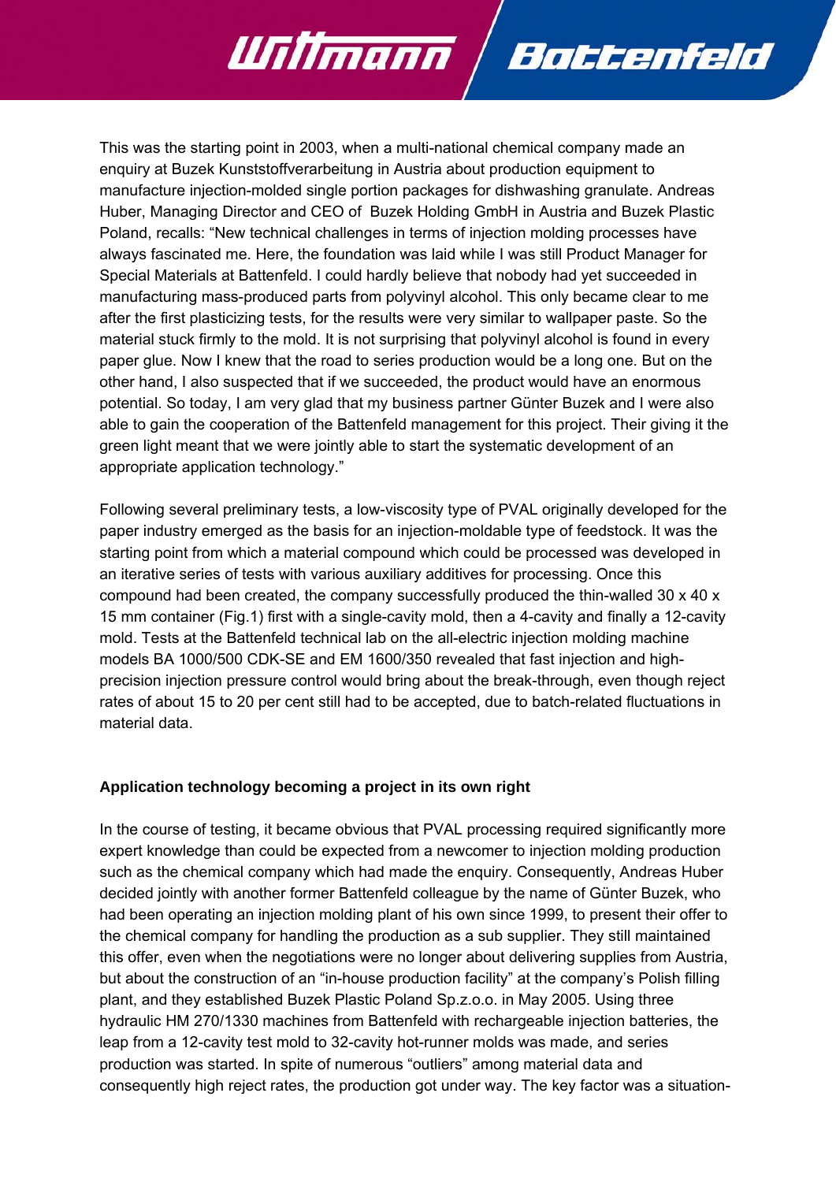This was the starting point in 2003, when a multi-national chemical company made an enquiry at Buzek Kunststoffverarbeitung in Austria about production equipment to manufacture injection-molded single portion packages for dishwashing granulate. Andreas Huber, Managing Director and CEO of Buzek Holding GmbH in Austria and Buzek Plastic Poland, recalls: "New technical challenges in terms of injection molding processes have always fascinated me. Here, the foundation was laid while I was still Product Manager for Special Materials at Battenfeld. I could hardly believe that nobody had yet succeeded in manufacturing mass-produced parts from polyvinyl alcohol. This only became clear to me after the first plasticizing tests, for the results were very similar to wallpaper paste. So the material stuck firmly to the mold. It is not surprising that polyvinyl alcohol is found in every paper glue. Now I knew that the road to series production would be a long one. But on the other hand, I also suspected that if we succeeded, the product would have an enormous potential. So today, I am very glad that my business partner Günter Buzek and I were also able to gain the cooperation of the Battenfeld management for this project. Their giving it the green light meant that we were jointly able to start the systematic development of an appropriate application technology."

Following several preliminary tests, a low-viscosity type of PVAL originally developed for the paper industry emerged as the basis for an injection-moldable type of feedstock. It was the starting point from which a material compound which could be processed was developed in an iterative series of tests with various auxiliary additives for processing. Once this compound had been created, the company successfully produced the thin-walled 30 x 40 x 15 mm container (Fig.1) first with a single-cavity mold, then a 4-cavity and finally a 12-cavity mold. Tests at the Battenfeld technical lab on the all-electric injection molding machine models BA 1000/500 CDK-SE and EM 1600/350 revealed that fast injection and high-precision injection pressure control would bring about the break-through, even though reject rates of about 15 to 20 per cent still had to be accepted, due to batch-related fluctuations in material data.

**Application technology becoming a project in its own right**

In the course of testing, it became obvious that PVAL processing required significantly more expert knowledge than could be expected from a newcomer to injection molding production such as the chemical company which had made the enquiry. Consequently, Andreas Huber decided jointly with another former Battenfeld colleague by the name of Günter Buzek, who had been operating an injection molding plant of his own since 1999, to present their offer to the chemical company for handling the production as a sub supplier. They still maintained this offer, even when the negotiations were no longer about delivering supplies from Austria, but about the construction of an "in-house production facility" at the company's Polish filling plant, and they established Buzek Plastic Poland Sp.z.o.o. in May 2005. Using three hydraulic HM 270/1330 machines from Battenfeld with rechargeable injection batteries, the leap from a 12-cavity test mold to 32-cavity hot-runner molds was made, and series production was started. In spite of numerous "outliers" among material data and consequently high reject rates, the production got under way. The key factor was a situation-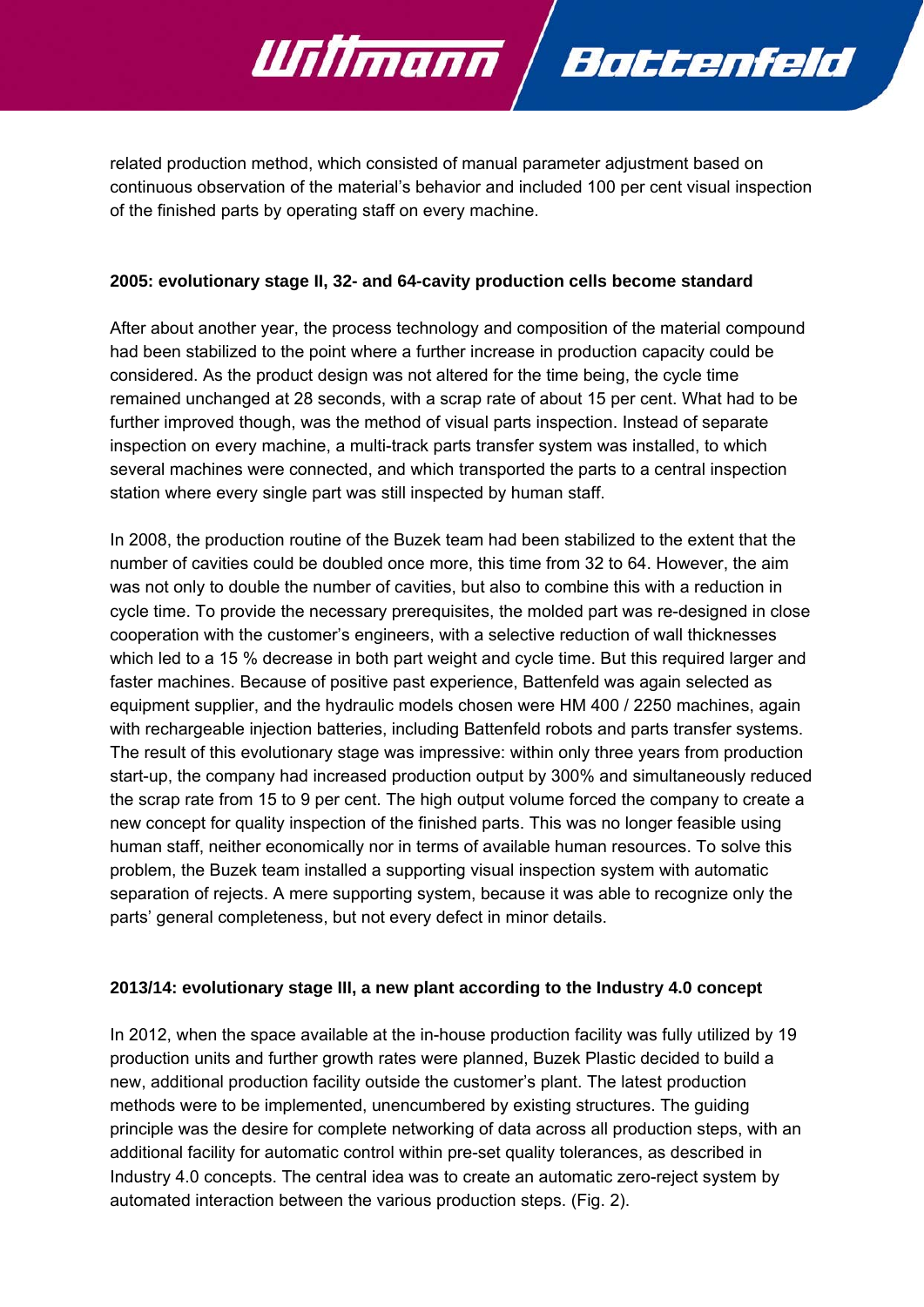related production method, which consisted of manual parameter adjustment based on continuous observation of the material's behavior and included 100 per cent visual inspection of the finished parts by operating staff on every machine.

**2005: evolutionary stage II, 32- and 64-cavity production cells become standard**

After about another year, the process technology and composition of the material compound had been stabilized to the point where a further increase in production capacity could be considered. As the product design was not altered for the time being, the cycle time remained unchanged at 28 seconds, with a scrap rate of about 15 per cent. What had to be further improved though, was the method of visual parts inspection. Instead of separate inspection on every machine, a multi-track parts transfer system was installed, to which several machines were connected, and which transported the parts to a central inspection station where every single part was still inspected by human staff.

In 2008, the production routine of the Buzek team had been stabilized to the extent that the number of cavities could be doubled once more, this time from 32 to 64. However, the aim was not only to double the number of cavities, but also to combine this with a reduction in cycle time. To provide the necessary prerequisites, the molded part was re-designed in close cooperation with the customer's engineers, with a selective reduction of wall thicknesses which led to a 15 % decrease in both part weight and cycle time. But this required larger and faster machines. Because of positive past experience, Battenfeld was again selected as equipment supplier, and the hydraulic models chosen were HM 400 / 2250 machines, again with rechargeable injection batteries, including Battenfeld robots and parts transfer systems. The result of this evolutionary stage was impressive: within only three years from production start-up, the company had increased production output by 300% and simultaneously reduced the scrap rate from 15 to 9 per cent. The high output volume forced the company to create a new concept for quality inspection of the finished parts. This was no longer feasible using human staff, neither economically nor in terms of available human resources. To solve this problem, the Buzek team installed a supporting visual inspection system with automatic separation of rejects. A mere supporting system, because it was able to recognize only the parts' general completeness, but not every defect in minor details.

**2013/14: evolutionary stage III, a new plant according to the Industry 4.0 concept**

In 2012, when the space available at the in-house production facility was fully utilized by 19 production units and further growth rates were planned, Buzek Plastic decided to build a new, additional production facility outside the customer's plant. The latest production methods were to be implemented, unencumbered by existing structures. The guiding principle was the desire for complete networking of data across all production steps, with an additional facility for automatic control within pre-set quality tolerances, as described in Industry 4.0 concepts. The central idea was to create an automatic zero-reject system by automated interaction between the various production steps. (Fig. 2).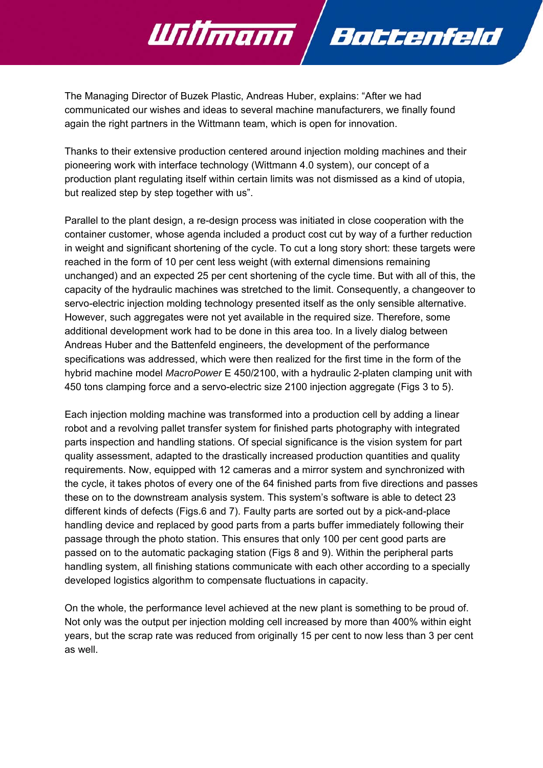The Managing Director of Buzek Plastic, Andreas Huber, explains: “After we had communicated our wishes and ideas to several machine manufacturers, we finally found again the right partners in the Wittmann team, which is open for innovation.

Thanks to their extensive production centered around injection molding machines and their pioneering work with interface technology (Wittmann 4.0 system), our concept of a production plant regulating itself within certain limits was not dismissed as a kind of utopia, but realized step by step together with us”.

Parallel to the plant design, a re-design process was initiated in close cooperation with the container customer, whose agenda included a product cost cut by way of a further reduction in weight and significant shortening of the cycle. To cut a long story short: these targets were reached in the form of 10 per cent less weight (with external dimensions remaining unchanged) and an expected 25 per cent shortening of the cycle time. But with all of this, the capacity of the hydraulic machines was stretched to the limit. Consequently, a changeover to servo-electric injection molding technology presented itself as the only sensible alternative. However, such aggregates were not yet available in the required size. Therefore, some additional development work had to be done in this area too. In a lively dialog between Andreas Huber and the Battenfeld engineers, the development of the performance specifications was addressed, which were then realized for the first time in the form of the hybrid machine model *MacroPower* E 450/2100, with a hydraulic 2-platen clamping unit with 450 tons clamping force and a servo-electric size 2100 injection aggregate (Figs 3 to 5).

Each injection molding machine was transformed into a production cell by adding a linear robot and a revolving pallet transfer system for finished parts photography with integrated parts inspection and handling stations. Of special significance is the vision system for part quality assessment, adapted to the drastically increased production quantities and quality requirements. Now, equipped with 12 cameras and a mirror system and synchronized with the cycle, it takes photos of every one of the 64 finished parts from five directions and passes these on to the downstream analysis system. This system’s software is able to detect 23 different kinds of defects (Figs.6 and 7). Faulty parts are sorted out by a pick-and-place handling device and replaced by good parts from a parts buffer immediately following their passage through the photo station. This ensures that only 100 per cent good parts are passed on to the automatic packaging station (Figs 8 and 9). Within the peripheral parts handling system, all finishing stations communicate with each other according to a specially developed logistics algorithm to compensate fluctuations in capacity.

On the whole, the performance level achieved at the new plant is something to be proud of. Not only was the output per injection molding cell increased by more than 400% within eight years, but the scrap rate was reduced from originally 15 per cent to now less than 3 per cent as well.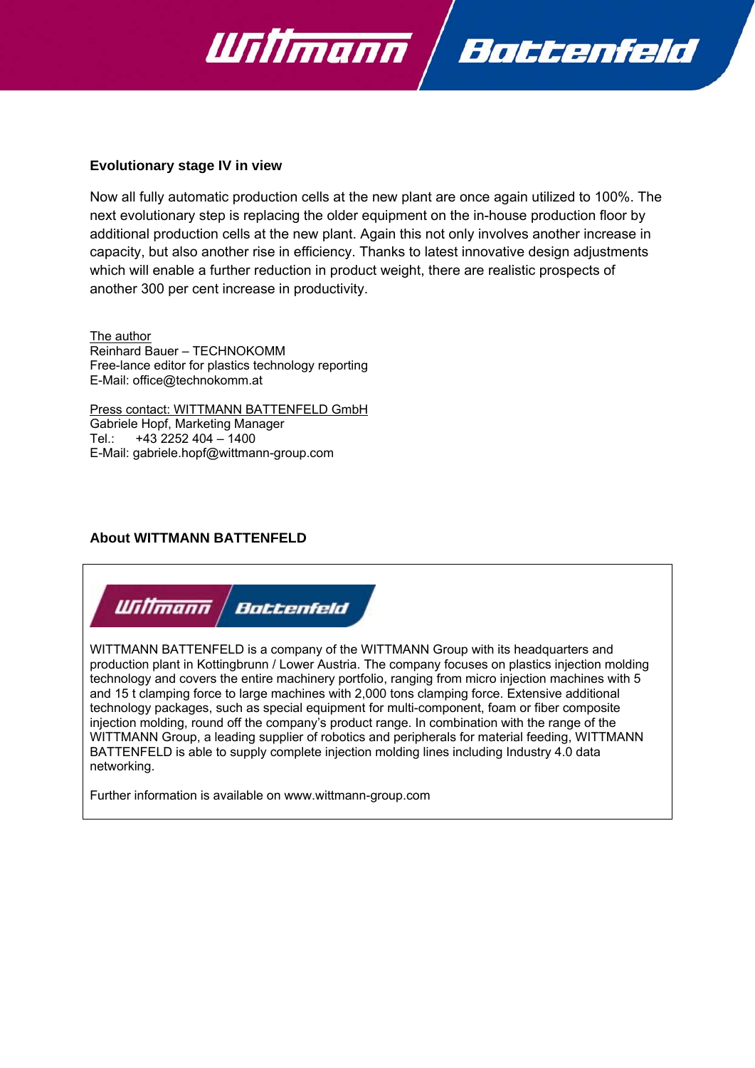**Evolutionary stage IV in view**

Now all fully automatic production cells at the new plant are once again utilized to 100%. The next evolutionary step is replacing the older equipment on the in-house production floor by additional production cells at the new plant. Again this not only involves another increase in capacity, but also another rise in efficiency. Thanks to latest innovative design adjustments which will enable a further reduction in product weight, there are realistic prospects of another 300 per cent increase in productivity.

The author
Reinhard Bauer – TECHNOKOMM
Free-lance editor for plastics technology reporting
E-Mail: office@technokomm.at

Press contact: WITTMANN BATTENFELD GmbH
Gabriele Hopf, Marketing Manager
Tel.: +43 2252 404 – 1400
E-Mail: gabriele.hopf@wittmann-group.com

**About WITTMANN BATTENFELD**

WITTMANN BATTENFELD is a company of the WITTMANN Group with its headquarters and production plant in Kottingbrunn / Lower Austria. The company focuses on plastics injection molding technology and covers the entire machinery portfolio, ranging from micro injection machines with 5 and 15 t clamping force to large machines with 2,000 tons clamping force. Extensive additional technology packages, such as special equipment for multi-component, foam or fiber composite injection molding, round off the company's product range. In combination with the range of the WITTMANN Group, a leading supplier of robotics and peripherals for material feeding, WITTMANN BATTENFELD is able to supply complete injection molding lines including Industry 4.0 data networking.

Further information is available on www.wittmann-group.com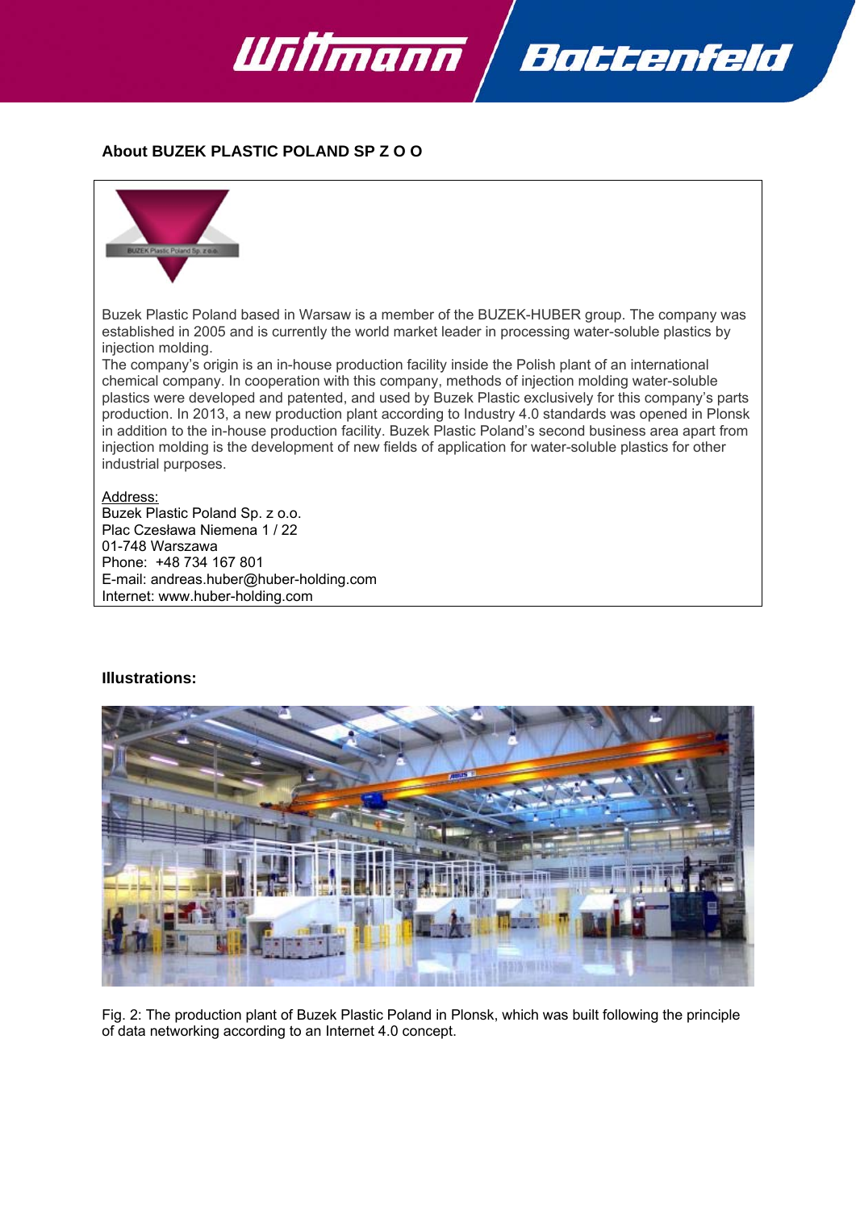## About BUZEK PLASTIC POLAND SP Z O O

Buzek Plastic Poland based in Warsaw is a member of the BUZEK-HUBER group. The company was established in 2005 and is currently the world market leader in processing water-soluble plastics by injection molding.

The company's origin is an in-house production facility inside the Polish plant of an international chemical company. In cooperation with this company, methods of injection molding water-soluble plastics were developed and patented, and used by Buzek Plastic exclusively for this company's parts production. In 2013, a new production plant according to Industry 4.0 standards was opened in Plonsk in addition to the in-house production facility. Buzek Plastic Poland's second business area apart from injection molding is the development of new fields of application for water-soluble plastics for other industrial purposes.

Address:
Buzek Plastic Poland Sp. z o.o.
Plac Czesława Niemena 1 / 22
01-748 Warszawa
Phone: +48 734 167 801
E-mail: andreas.huber@huber-holding.com
Internet: www.huber-holding.com

## Illustrations:

Fig. 2: The production plant of Buzek Plastic Poland in Plonsk, which was built following the principle of data networking according to an Internet 4.0 concept.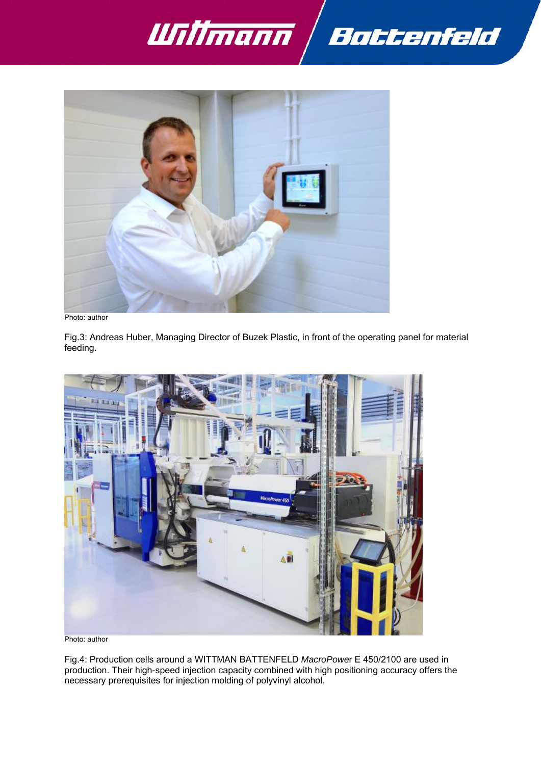Photo: author

Fig.3: Andreas Huber, Managing Director of Buzek Plastic, in front of the operating panel for material feeding.

Photo: author

Fig.4: Production cells around a WITTMAN BATTENFELD *MacroPower* E 450/2100 are used in production. Their high-speed injection capacity combined with high positioning accuracy offers the necessary prerequisites for injection molding of polyvinyl alcohol.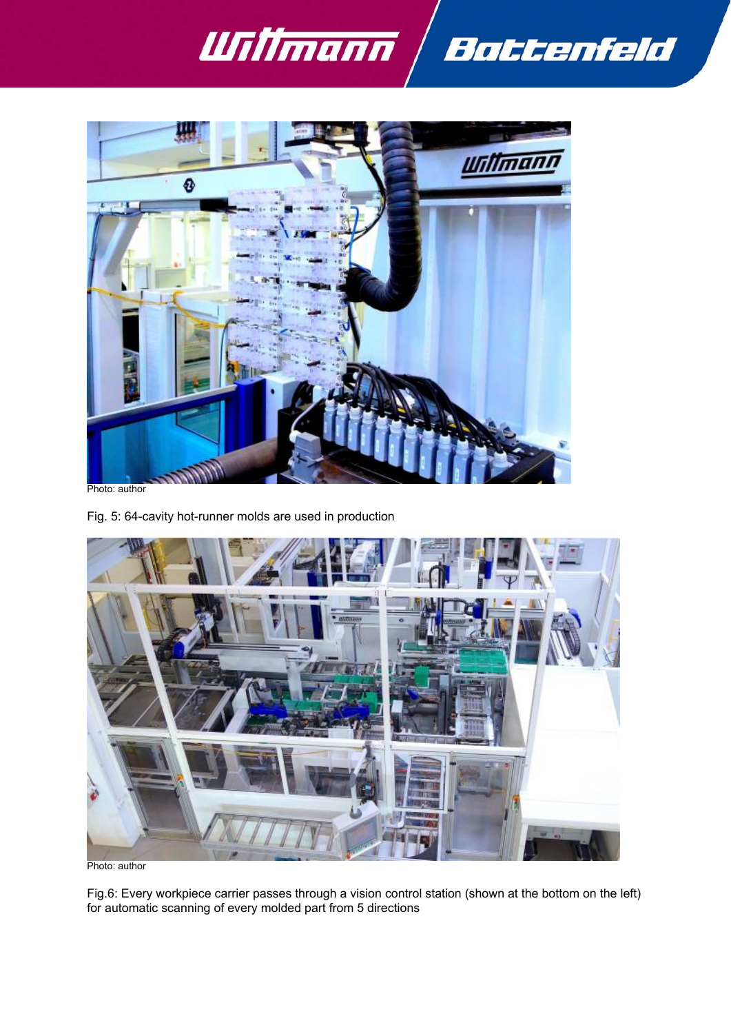Photo: author

Fig. 5: 64-cavity hot-runner molds are used in production

Photo: author

Fig.6: Every workpiece carrier passes through a vision control station (shown at the bottom on the left) for automatic scanning of every molded part from 5 directions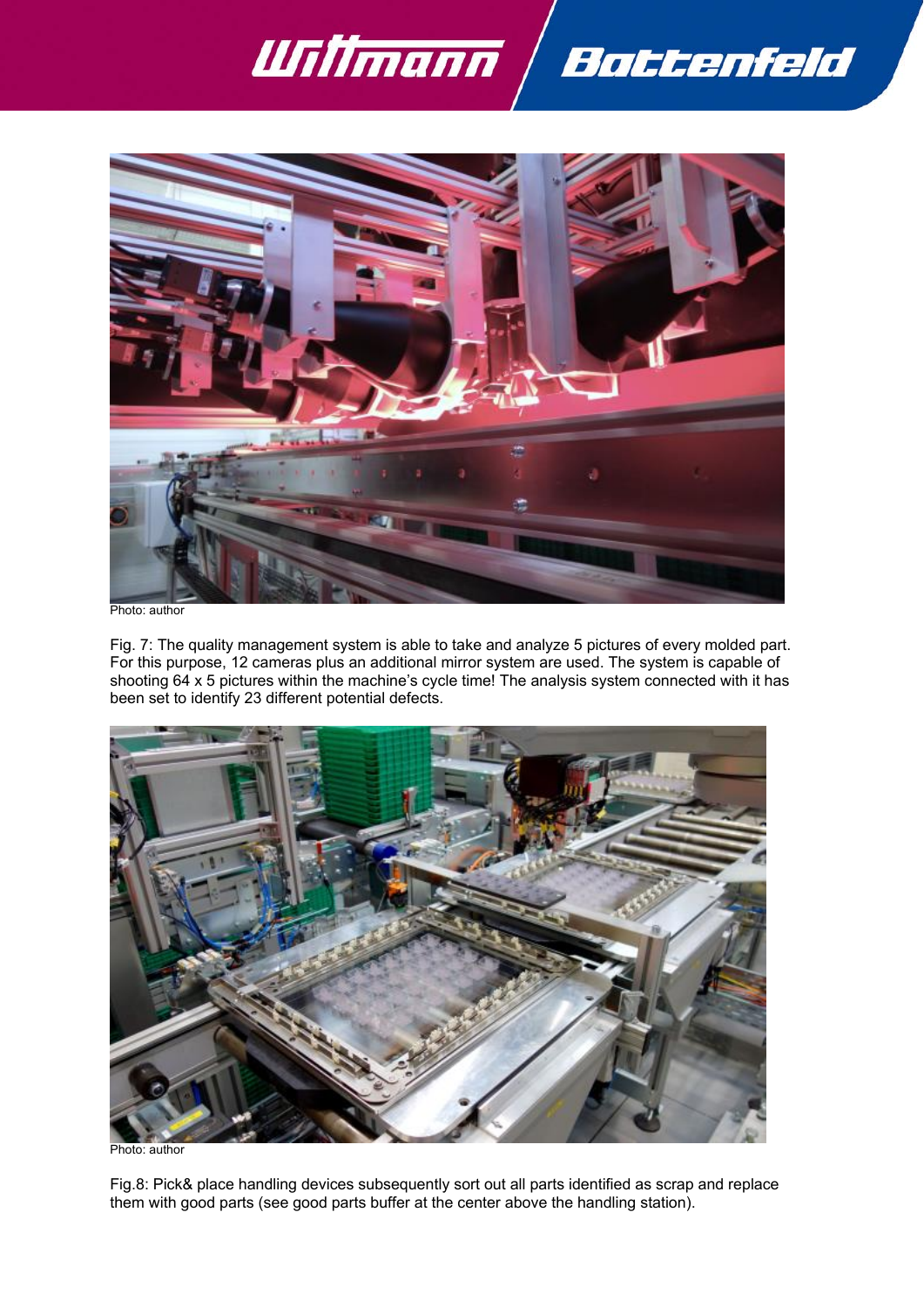Photo: author

Fig. 7: The quality management system is able to take and analyze 5 pictures of every molded part. For this purpose, 12 cameras plus an additional mirror system are used. The system is capable of shooting 64 x 5 pictures within the machine's cycle time! The analysis system connected with it has been set to identify 23 different potential defects.

Photo: author

Fig.8: Pick& place handling devices subsequently sort out all parts identified as scrap and replace them with good parts (see good parts buffer at the center above the handling station).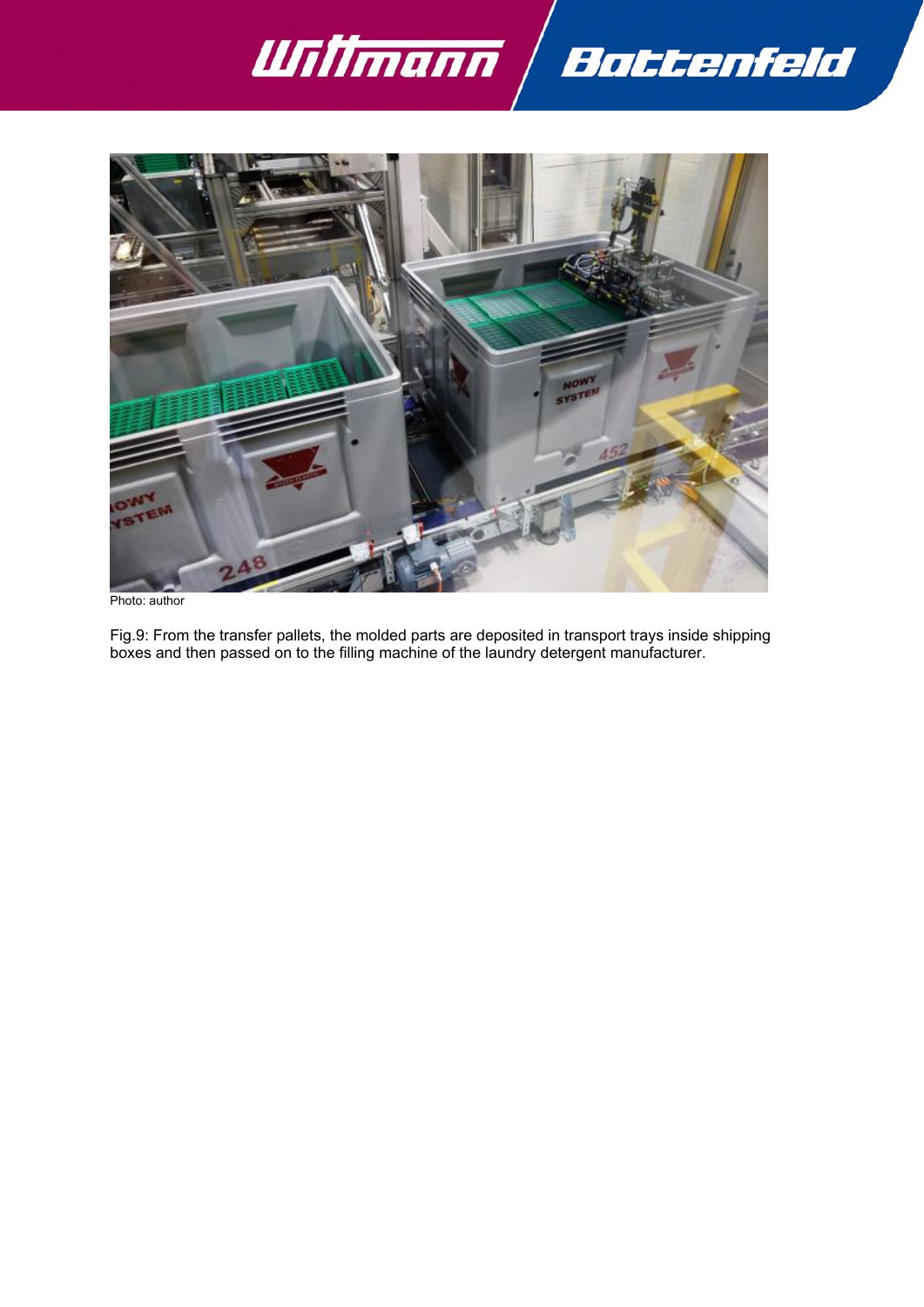Photo: author

Fig.9: From the transfer pallets, the molded parts are deposited in transport trays inside shipping boxes and then passed on to the filling machine of the laundry detergent manufacturer.